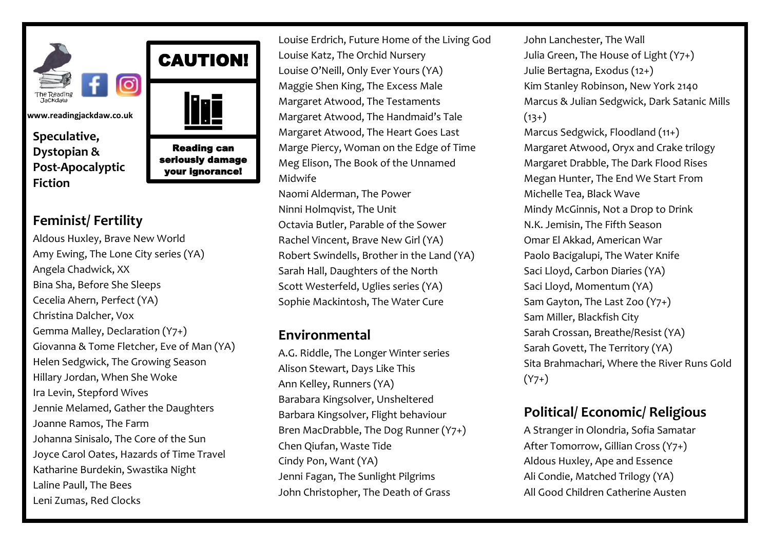The Reading Jackdaw

www.readingjackdaw.co.uk

**Speculative, Dystopian & Post-Apocalyptic Fiction**

**CAUTION!**

**Reading can seriously damage your ignorance!**

## Feminist/ Fertility

Aldous Huxley, Brave New World
Amy Ewing, The Lone City series (YA)
Angela Chadwick, XX
Bina Sha, Before She Sleeps
Cecelia Ahern, Perfect (YA)
Christina Dalcher, Vox
Gemma Malley, Declaration (Y7+)
Giovanna & Tome Fletcher, Eve of Man (YA)
Helen Sedgwick, The Growing Season
Hillary Jordan, When She Woke
Ira Levin, Stepford Wives
Jennie Melamed, Gather the Daughters
Joanne Ramos, The Farm
Johanna Sinisalo, The Core of the Sun
Joyce Carol Oates, Hazards of Time Travel
Katharine Burdekin, Swastika Night
Laline Paull, The Bees
Leni Zumas, Red Clocks
Louise Erdrich, Future Home of the Living God
Louise Katz, The Orchid Nursery
Louise O'Neill, Only Ever Yours (YA)
Maggie Shen King, The Excess Male
Margaret Atwood, The Testaments
Margaret Atwood, The Handmaid's Tale
Margaret Atwood, The Heart Goes Last
Marge Piercy, Woman on the Edge of Time
Meg Elison, The Book of the Unnamed Midwife
Naomi Alderman, The Power
Ninni Holmqvist, The Unit
Octavia Butler, Parable of the Sower
Rachel Vincent, Brave New Girl (YA)
Robert Swindells, Brother in the Land (YA)
Sarah Hall, Daughters of the North
Scott Westerfeld, Uglies series (YA)
Sophie Mackintosh, The Water Cure

## Environmental

A.G. Riddle, The Longer Winter series
Alison Stewart, Days Like This
Ann Kelley, Runners (YA)
Barabara Kingsolver, Unsheltered
Barbara Kingsolver, Flight behaviour
Bren MacDrabble, The Dog Runner (Y7+)
Chen Qiufan, Waste Tide
Cindy Pon, Want (YA)
Jenni Fagan, The Sunlight Pilgrims
John Christopher, The Death of Grass
John Lanchester, The Wall
Julia Green, The House of Light (Y7+)
Julie Bertagna, Exodus (12+)
Kim Stanley Robinson, New York 2140
Marcus & Julian Sedgwick, Dark Satanic Mills (13+)
Marcus Sedgwick, Floodland (11+)
Margaret Atwood, Oryx and Crake trilogy
Margaret Drabble, The Dark Flood Rises
Megan Hunter, The End We Start From
Michelle Tea, Black Wave
Mindy McGinnis, Not a Drop to Drink
N.K. Jemisin, The Fifth Season
Omar El Akkad, American War
Paolo Bacigalupi, The Water Knife
Saci Lloyd, Carbon Diaries (YA)
Saci Lloyd, Momentum (YA)
Sam Gayton, The Last Zoo (Y7+)
Sam Miller, Blackfish City
Sarah Crossan, Breathe/Resist (YA)
Sarah Govett, The Territory (YA)
Sita Brahmachari, Where the River Runs Gold (Y7+)

## Political/ Economic/ Religious

A Stranger in Olondria, Sofia Samatar
After Tomorrow, Gillian Cross (Y7+)
Aldous Huxley, Ape and Essence
Ali Condie, Matched Trilogy (YA)
All Good Children Catherine Austen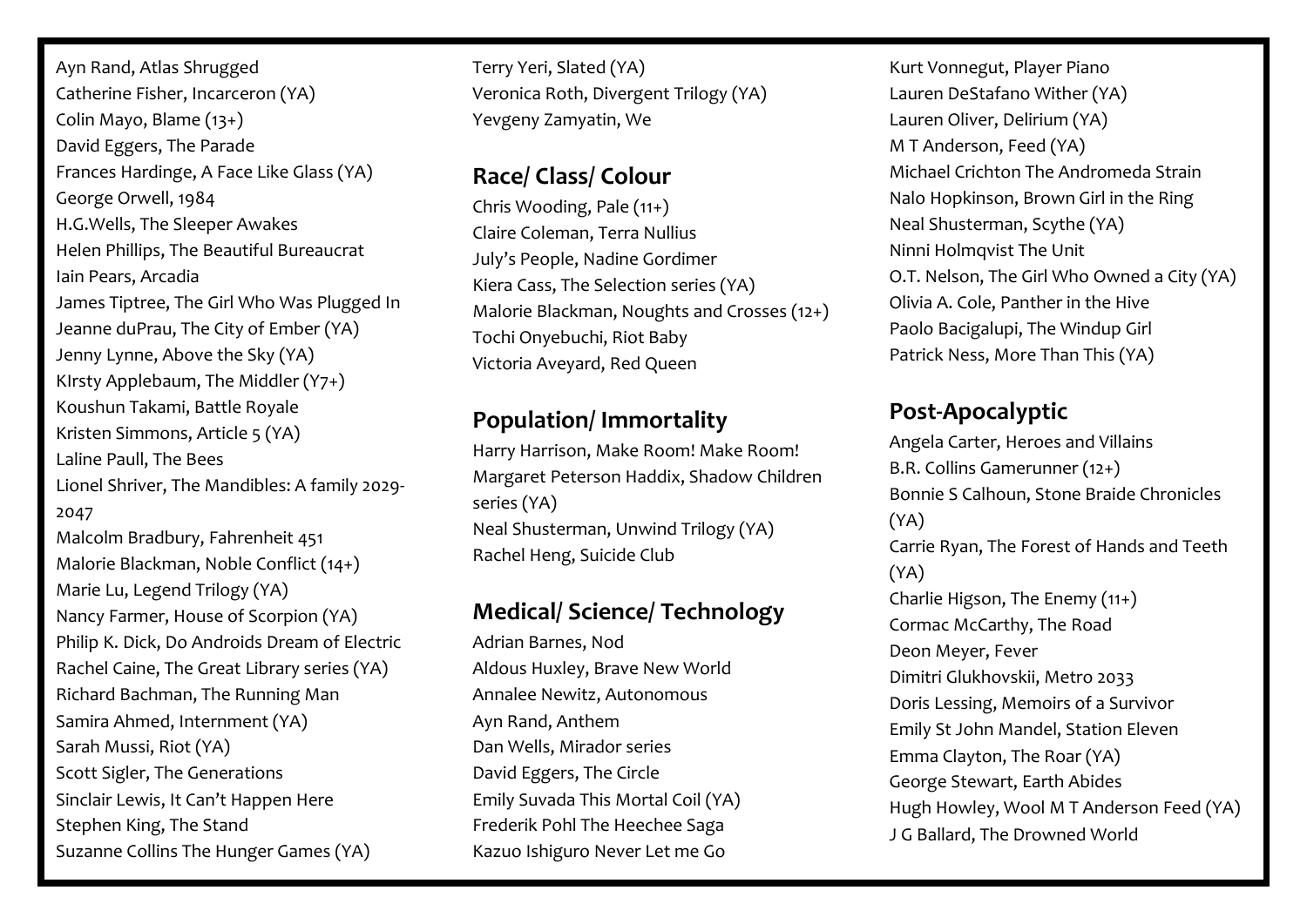Ayn Rand, Atlas Shrugged
Catherine Fisher, Incarceron (YA)
Colin Mayo, Blame (13+)
David Eggers, The Parade
Frances Hardinge, A Face Like Glass (YA)
George Orwell, 1984
H.G.Wells, The Sleeper Awakes
Helen Phillips, The Beautiful Bureaucrat
Iain Pears, Arcadia
James Tiptree, The Girl Who Was Plugged In
Jeanne duPrau, The City of Ember (YA)
Jenny Lynne, Above the Sky (YA)
KIrsty Applebaum, The Middler (Y7+)
Koushun Takami, Battle Royale
Kristen Simmons, Article 5 (YA)
Laline Paull, The Bees
Lionel Shriver, The Mandibles: A family 2029-2047
Malcolm Bradbury, Fahrenheit 451
Malorie Blackman, Noble Conflict (14+)
Marie Lu, Legend Trilogy (YA)
Nancy Farmer, House of Scorpion (YA)
Philip K. Dick, Do Androids Dream of Electric
Rachel Caine, The Great Library series (YA)
Richard Bachman, The Running Man
Samira Ahmed, Internment (YA)
Sarah Mussi, Riot (YA)
Scott Sigler, The Generations
Sinclair Lewis, It Can't Happen Here
Stephen King, The Stand
Suzanne Collins The Hunger Games (YA)
Terry Yeri, Slated (YA)
Veronica Roth, Divergent Trilogy (YA)
Yevgeny Zamyatin, We

## Race/ Class/ Colour

Chris Wooding, Pale (11+)
Claire Coleman, Terra Nullius
July's People, Nadine Gordimer
Kiera Cass, The Selection series (YA)
Malorie Blackman, Noughts and Crosses (12+)
Tochi Onyebuchi, Riot Baby
Victoria Aveyard, Red Queen

## Population/ Immortality

Harry Harrison, Make Room! Make Room!
Margaret Peterson Haddix, Shadow Children series (YA)
Neal Shusterman, Unwind Trilogy (YA)
Rachel Heng, Suicide Club

## Medical/ Science/ Technology

Adrian Barnes, Nod
Aldous Huxley, Brave New World
Annalee Newitz, Autonomous
Ayn Rand, Anthem
Dan Wells, Mirador series
David Eggers, The Circle
Emily Suvada This Mortal Coil (YA)
Frederik Pohl The Heechee Saga
Kazuo Ishiguro Never Let me Go
Kurt Vonnegut, Player Piano
Lauren DeStafano Wither (YA)
Lauren Oliver, Delirium (YA)
M T Anderson, Feed (YA)
Michael Crichton The Andromeda Strain
Nalo Hopkinson, Brown Girl in the Ring
Neal Shusterman, Scythe (YA)
Ninni Holmqvist The Unit
O.T. Nelson, The Girl Who Owned a City (YA)
Olivia A. Cole, Panther in the Hive
Paolo Bacigalupi, The Windup Girl
Patrick Ness, More Than This (YA)

## Post-Apocalyptic

Angela Carter, Heroes and Villains
B.R. Collins Gamerunner (12+)
Bonnie S Calhoun, Stone Braide Chronicles (YA)
Carrie Ryan, The Forest of Hands and Teeth (YA)
Charlie Higson, The Enemy (11+)
Cormac McCarthy, The Road
Deon Meyer, Fever
Dimitri Glukhovskii, Metro 2033
Doris Lessing, Memoirs of a Survivor
Emily St John Mandel, Station Eleven
Emma Clayton, The Roar (YA)
George Stewart, Earth Abides
Hugh Howley, Wool M T Anderson Feed (YA)
J G Ballard, The Drowned World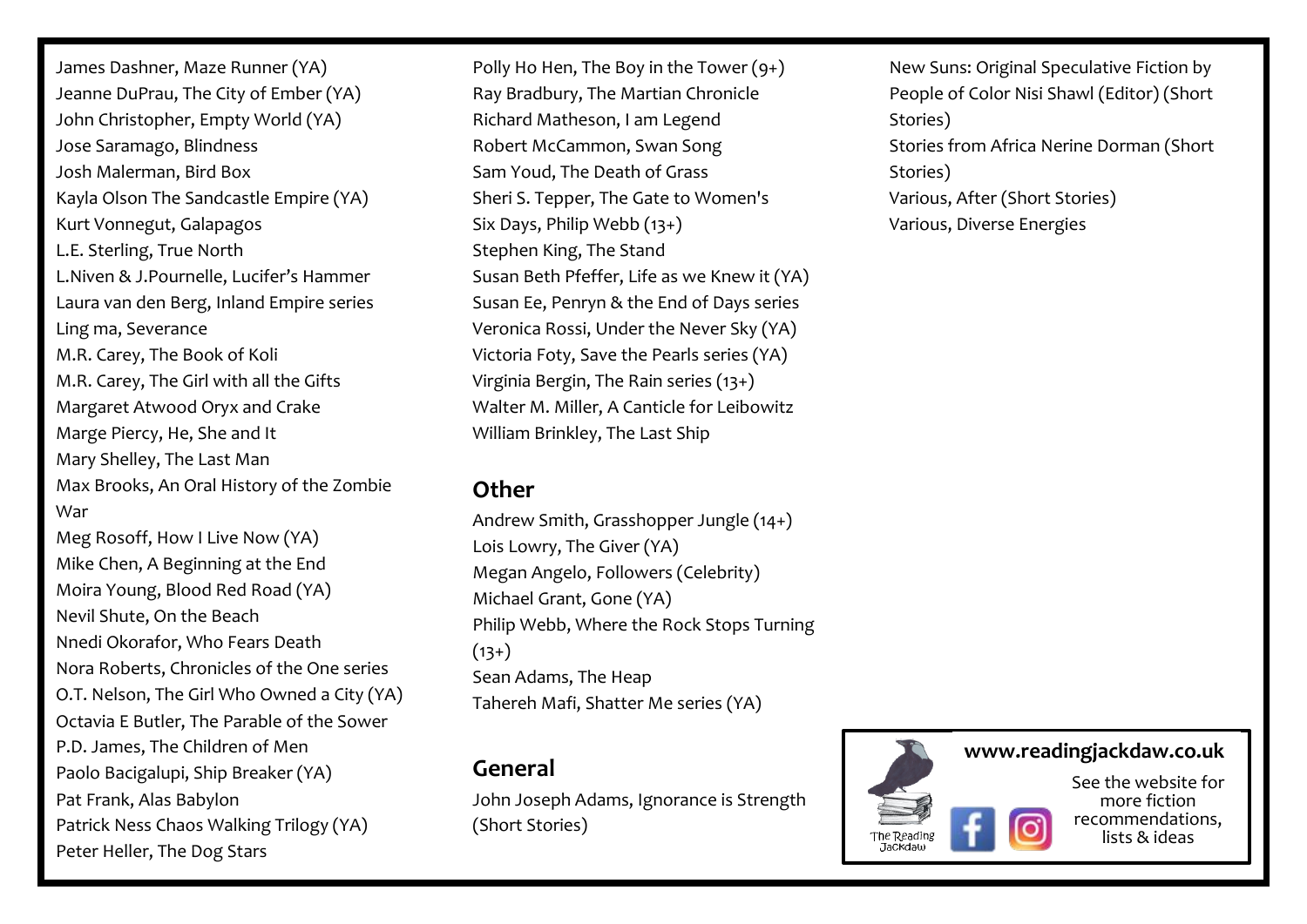James Dashner, Maze Runner (YA)
Jeanne DuPrau, The City of Ember (YA)
John Christopher, Empty World (YA)
Jose Saramago, Blindness
Josh Malerman, Bird Box
Kayla Olson The Sandcastle Empire (YA)
Kurt Vonnegut, Galapagos
L.E. Sterling, True North
L.Niven & J.Pournelle, Lucifer's Hammer
Laura van den Berg, Inland Empire series
Ling ma, Severance
M.R. Carey, The Book of Koli
M.R. Carey, The Girl with all the Gifts
Margaret Atwood Oryx and Crake
Marge Piercy, He, She and It
Mary Shelley, The Last Man
Max Brooks, An Oral History of the Zombie War
Meg Rosoff, How I Live Now (YA)
Mike Chen, A Beginning at the End
Moira Young, Blood Red Road (YA)
Nevil Shute, On the Beach
Nnedi Okorafor, Who Fears Death
Nora Roberts, Chronicles of the One series
O.T. Nelson, The Girl Who Owned a City (YA)
Octavia E Butler, The Parable of the Sower
P.D. James, The Children of Men
Paolo Bacigalupi, Ship Breaker (YA)
Pat Frank, Alas Babylon
Patrick Ness Chaos Walking Trilogy (YA)
Peter Heller, The Dog Stars
Polly Ho Hen, The Boy in the Tower (9+)
Ray Bradbury, The Martian Chronicle
Richard Matheson, I am Legend
Robert McCammon, Swan Song
Sam Youd, The Death of Grass
Sheri S. Tepper, The Gate to Women's
Six Days, Philip Webb (13+)
Stephen King, The Stand
Susan Beth Pfeffer, Life as we Knew it (YA)
Susan Ee, Penryn & the End of Days series
Veronica Rossi, Under the Never Sky (YA)
Victoria Foty, Save the Pearls series (YA)
Virginia Bergin, The Rain series (13+)
Walter M. Miller, A Canticle for Leibowitz
William Brinkley, The Last Ship

## Other

Andrew Smith, Grasshopper Jungle (14+)
Lois Lowry, The Giver (YA)
Megan Angelo, Followers (Celebrity)
Michael Grant, Gone (YA)
Philip Webb, Where the Rock Stops Turning (13+)
Sean Adams, The Heap
Tahereh Mafi, Shatter Me series (YA)

## General

John Joseph Adams, Ignorance is Strength (Short Stories)
New Suns: Original Speculative Fiction by People of Color Nisi Shawl (Editor) (Short Stories)
Stories from Africa Nerine Dorman (Short Stories)
Various, After (Short Stories)
Various, Diverse Energies

**www.readingjackdaw.co.uk**

See the website for more fiction recommendations, lists & ideas

The Reading Jackdaw